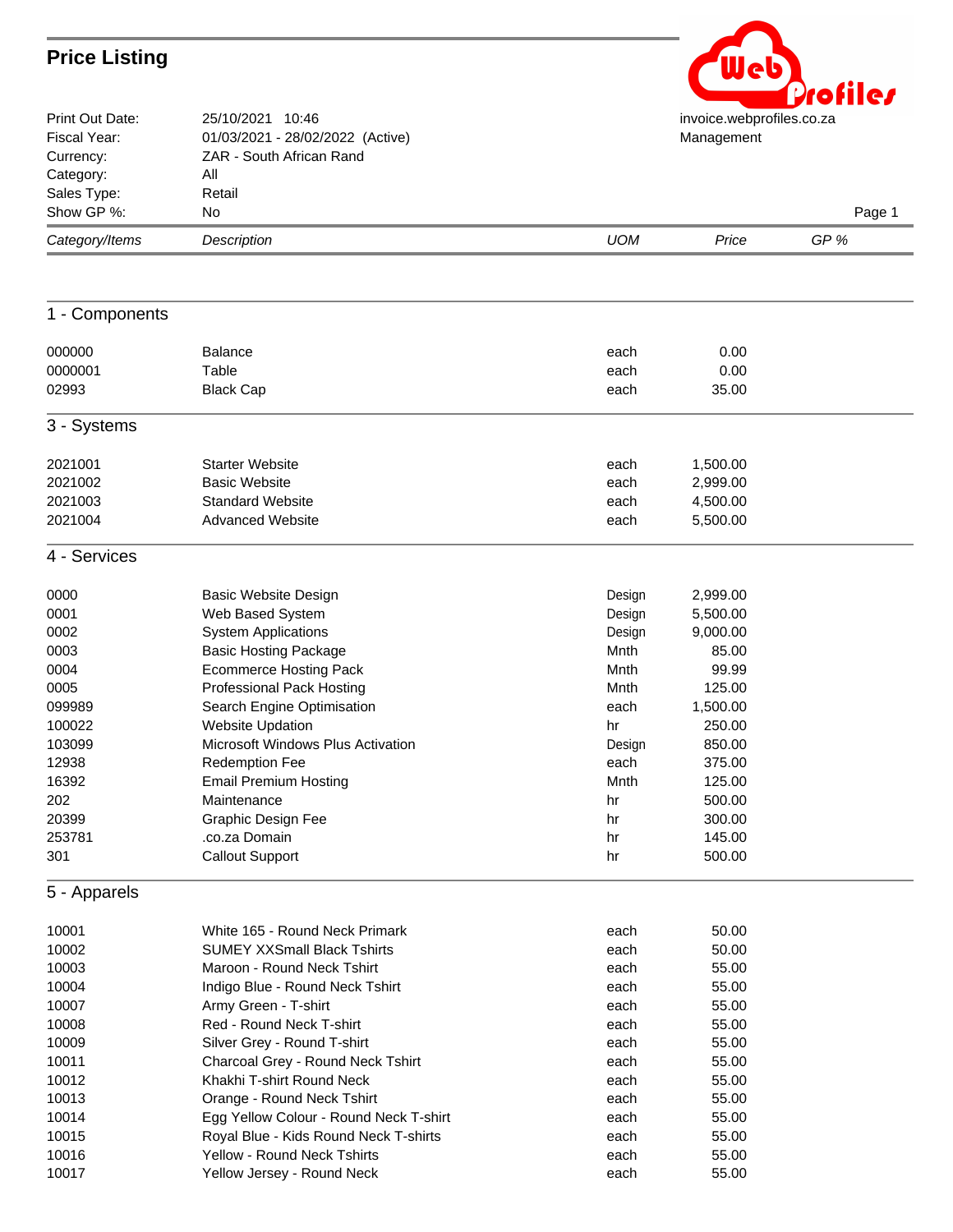# Price Listing

| | |
|---|---|
| Print Out Date: | 25/10/2021 10:46 |
| Fiscal Year: | 01/03/2021 - 28/02/2022 (Active) |
| Currency: | ZAR - South African Rand |
| Category: | All |
| Sales Type: | Retail |
| Show GP %: | No |

invoice.webprofiles.co.za
Management

| *Category/Items* | *Description* | *UOM* | *Price* | *GP %* |
|---|---|---|---|---|
| **1 - Components** | | | | |
| 000000 | Balance | each | 0.00 | |
| 0000001 | Table | each | 0.00 | |
| 02993 | Black Cap | each | 35.00 | |
| **3 - Systems** | | | | |
| 2021001 | Starter Website | each | 1,500.00 | |
| 2021002 | Basic Website | each | 2,999.00 | |
| 2021003 | Standard Website | each | 4,500.00 | |
| 2021004 | Advanced Website | each | 5,500.00 | |
| **4 - Services** | | | | |
| 0000 | Basic Website Design | Design | 2,999.00 | |
| 0001 | Web Based System | Design | 5,500.00 | |
| 0002 | System Applications | Design | 9,000.00 | |
| 0003 | Basic Hosting Package | Mnth | 85.00 | |
| 0004 | Ecommerce Hosting Pack | Mnth | 99.99 | |
| 0005 | Professional Pack Hosting | Mnth | 125.00 | |
| 099989 | Search Engine Optimisation | each | 1,500.00 | |
| 100022 | Website Updation | hr | 250.00 | |
| 103099 | Microsoft Windows Plus Activation | Design | 850.00 | |
| 12938 | Redemption Fee | each | 375.00 | |
| 16392 | Email Premium Hosting | Mnth | 125.00 | |
| 202 | Maintenance | hr | 500.00 | |
| 20399 | Graphic Design Fee | hr | 300.00 | |
| 253781 | .co.za Domain | hr | 145.00 | |
| 301 | Callout Support | hr | 500.00 | |
| **5 - Apparels** | | | | |
| 10001 | White 165 - Round Neck Primark | each | 50.00 | |
| 10002 | SUMEY XXSmall Black Tshirts | each | 50.00 | |
| 10003 | Maroon - Round Neck Tshirt | each | 55.00 | |
| 10004 | Indigo Blue - Round Neck Tshirt | each | 55.00 | |
| 10007 | Army Green - T-shirt | each | 55.00 | |
| 10008 | Red - Round Neck T-shirt | each | 55.00 | |
| 10009 | Silver Grey - Round T-shirt | each | 55.00 | |
| 10011 | Charcoal Grey - Round Neck Tshirt | each | 55.00 | |
| 10012 | Khakhi T-shirt Round Neck | each | 55.00 | |
| 10013 | Orange - Round Neck Tshirt | each | 55.00 | |
| 10014 | Egg Yellow Colour - Round Neck T-shirt | each | 55.00 | |
| 10015 | Royal Blue - Kids Round Neck T-shirts | each | 55.00 | |
| 10016 | Yellow - Round Neck Tshirts | each | 55.00 | |
| 10017 | Yellow Jersey - Round Neck | each | 55.00 | |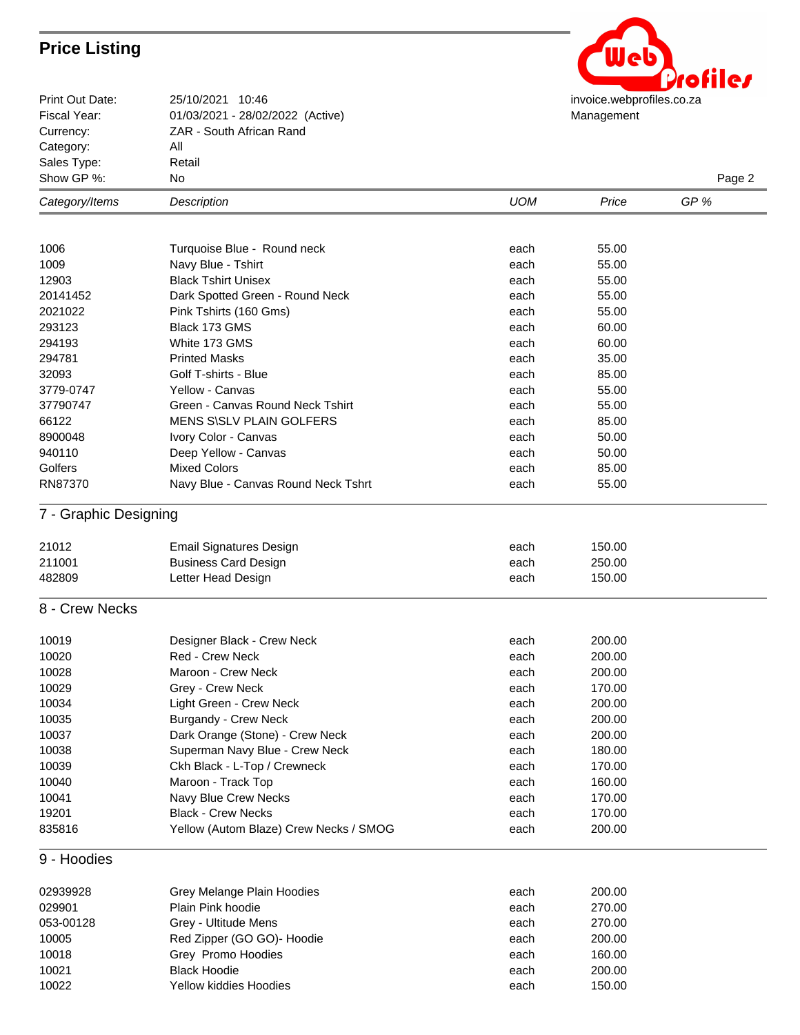# Price Listing

| | |
|---|---|
| Print Out Date: | 25/10/2021 10:46 |
| Fiscal Year: | 01/03/2021 - 28/02/2022 (Active) |
| Currency: | ZAR - South African Rand |
| Category: | All |
| Sales Type: | Retail |
| Show GP %: | No |

invoice.webprofiles.co.za
Management

| *Category/Items* | *Description* | *UOM* | *Price* | *GP %* |
|---|---|---|---|---|
| 1006 | Turquoise Blue - Round neck | each | 55.00 | |
| 1009 | Navy Blue - Tshirt | each | 55.00 | |
| 12903 | Black Tshirt Unisex | each | 55.00 | |
| 20141452 | Dark Spotted Green - Round Neck | each | 55.00 | |
| 2021022 | Pink Tshirts (160 Gms) | each | 55.00 | |
| 293123 | Black 173 GMS | each | 60.00 | |
| 294193 | White 173 GMS | each | 60.00 | |
| 294781 | Printed Masks | each | 35.00 | |
| 32093 | Golf T-shirts - Blue | each | 85.00 | |
| 3779-0747 | Yellow - Canvas | each | 55.00 | |
| 37790747 | Green - Canvas Round Neck Tshirt | each | 55.00 | |
| 66122 | MENS S\SLV PLAIN GOLFERS | each | 85.00 | |
| 8900048 | Ivory Color - Canvas | each | 50.00 | |
| 940110 | Deep Yellow - Canvas | each | 50.00 | |
| Golfers | Mixed Colors | each | 85.00 | |
| RN87370 | Navy Blue - Canvas Round Neck Tshrt | each | 55.00 | |

## 7 - Graphic Designing

| | | | | |
|---|---|---|---|---|
| 21012 | Email Signatures Design | each | 150.00 | |
| 211001 | Business Card Design | each | 250.00 | |
| 482809 | Letter Head Design | each | 150.00 | |

## 8 - Crew Necks

| | | | | |
|---|---|---|---|---|
| 10019 | Designer Black - Crew Neck | each | 200.00 | |
| 10020 | Red - Crew Neck | each | 200.00 | |
| 10028 | Maroon - Crew Neck | each | 200.00 | |
| 10029 | Grey - Crew Neck | each | 170.00 | |
| 10034 | Light Green - Crew Neck | each | 200.00 | |
| 10035 | Burgandy - Crew Neck | each | 200.00 | |
| 10037 | Dark Orange (Stone) - Crew Neck | each | 200.00 | |
| 10038 | Superman Navy Blue - Crew Neck | each | 180.00 | |
| 10039 | Ckh Black - L-Top / Crewneck | each | 170.00 | |
| 10040 | Maroon - Track Top | each | 160.00 | |
| 10041 | Navy Blue Crew Necks | each | 170.00 | |
| 19201 | Black - Crew Necks | each | 170.00 | |
| 835816 | Yellow (Autom Blaze) Crew Necks / SMOG | each | 200.00 | |

## 9 - Hoodies

| | | | | |
|---|---|---|---|---|
| 02939928 | Grey Melange Plain Hoodies | each | 200.00 | |
| 029901 | Plain Pink hoodie | each | 270.00 | |
| 053-00128 | Grey - Ultitude Mens | each | 270.00 | |
| 10005 | Red Zipper (GO GO)- Hoodie | each | 200.00 | |
| 10018 | Grey Promo Hoodies | each | 160.00 | |
| 10021 | Black Hoodie | each | 200.00 | |
| 10022 | Yellow kiddies Hoodies | each | 150.00 | |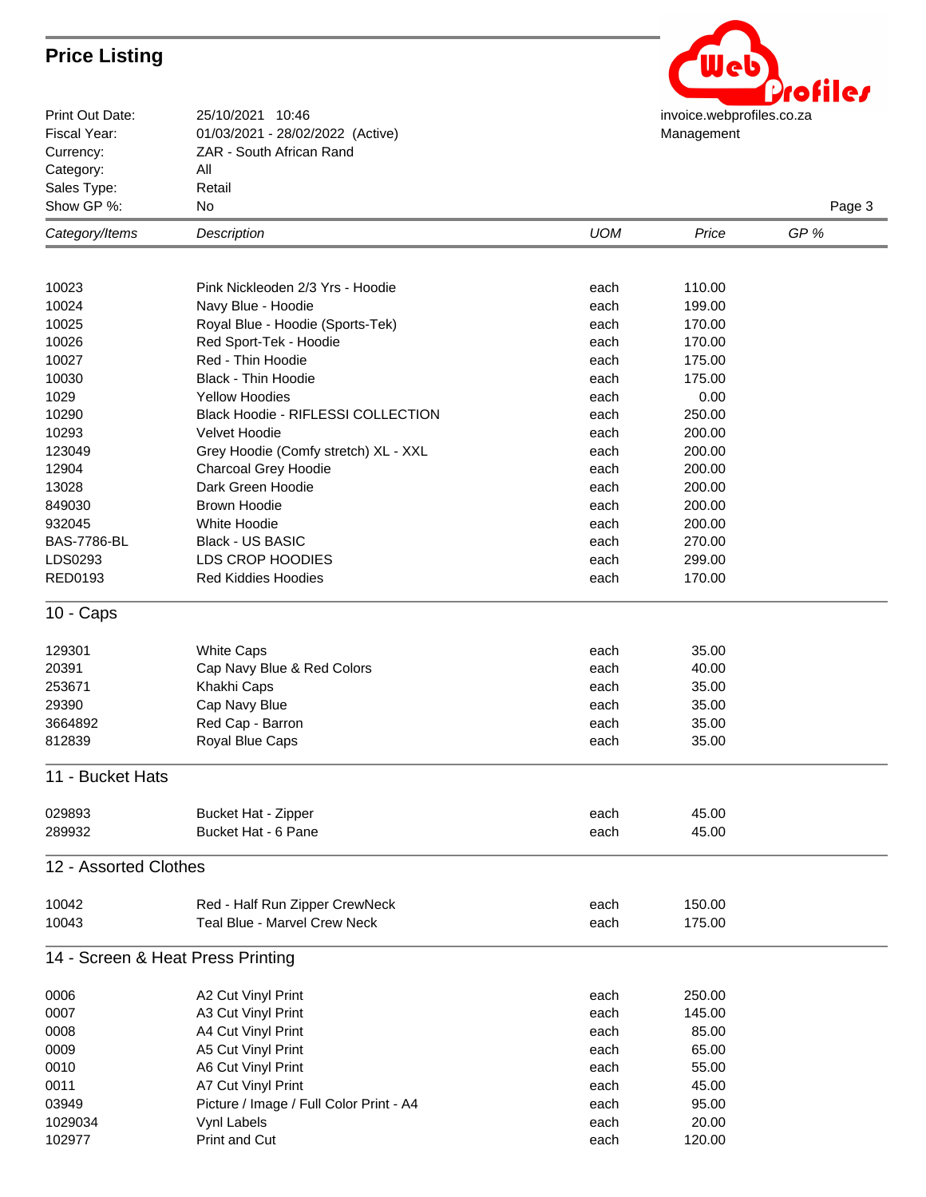## Price Listing

| | |
|---|---|
| Print Out Date: | 25/10/2021 10:46 |
| Fiscal Year: | 01/03/2021 - 28/02/2022 (Active) |
| Currency: | ZAR - South African Rand |
| Category: | All |
| Sales Type: | Retail |
| Show GP %: | No |

invoice.webprofiles.co.za
Management

| *Category/Items* | *Description* | *UOM* | *Price* | *GP %* |
|---|---|---|---|---|
| 10023 | Pink Nickleoden 2/3 Yrs - Hoodie | each | 110.00 | |
| 10024 | Navy Blue - Hoodie | each | 199.00 | |
| 10025 | Royal Blue - Hoodie (Sports-Tek) | each | 170.00 | |
| 10026 | Red Sport-Tek - Hoodie | each | 170.00 | |
| 10027 | Red - Thin Hoodie | each | 175.00 | |
| 10030 | Black - Thin Hoodie | each | 175.00 | |
| 1029 | Yellow Hoodies | each | 0.00 | |
| 10290 | Black Hoodie - RIFLESSI COLLECTION | each | 250.00 | |
| 10293 | Velvet Hoodie | each | 200.00 | |
| 123049 | Grey Hoodie (Comfy stretch) XL - XXL | each | 200.00 | |
| 12904 | Charcoal Grey Hoodie | each | 200.00 | |
| 13028 | Dark Green Hoodie | each | 200.00 | |
| 849030 | Brown Hoodie | each | 200.00 | |
| 932045 | White Hoodie | each | 200.00 | |
| BAS-7786-BL | Black - US BASIC | each | 270.00 | |
| LDS0293 | LDS CROP HOODIES | each | 299.00 | |
| RED0193 | Red Kiddies Hoodies | each | 170.00 | |
| **10 - Caps** | | | | |
| 129301 | White Caps | each | 35.00 | |
| 20391 | Cap Navy Blue & Red Colors | each | 40.00 | |
| 253671 | Khakhi Caps | each | 35.00 | |
| 29390 | Cap Navy Blue | each | 35.00 | |
| 3664892 | Red Cap - Barron | each | 35.00 | |
| 812839 | Royal Blue Caps | each | 35.00 | |
| **11 - Bucket Hats** | | | | |
| 029893 | Bucket Hat - Zipper | each | 45.00 | |
| 289932 | Bucket Hat - 6 Pane | each | 45.00 | |
| **12 - Assorted Clothes** | | | | |
| 10042 | Red - Half Run Zipper CrewNeck | each | 150.00 | |
| 10043 | Teal Blue - Marvel Crew Neck | each | 175.00 | |
| **14 - Screen & Heat Press Printing** | | | | |
| 0006 | A2 Cut Vinyl Print | each | 250.00 | |
| 0007 | A3 Cut Vinyl Print | each | 145.00 | |
| 0008 | A4 Cut Vinyl Print | each | 85.00 | |
| 0009 | A5 Cut Vinyl Print | each | 65.00 | |
| 0010 | A6 Cut Vinyl Print | each | 55.00 | |
| 0011 | A7 Cut Vinyl Print | each | 45.00 | |
| 03949 | Picture / Image / Full Color Print - A4 | each | 95.00 | |
| 1029034 | Vynl Labels | each | 20.00 | |
| 102977 | Print and Cut | each | 120.00 | |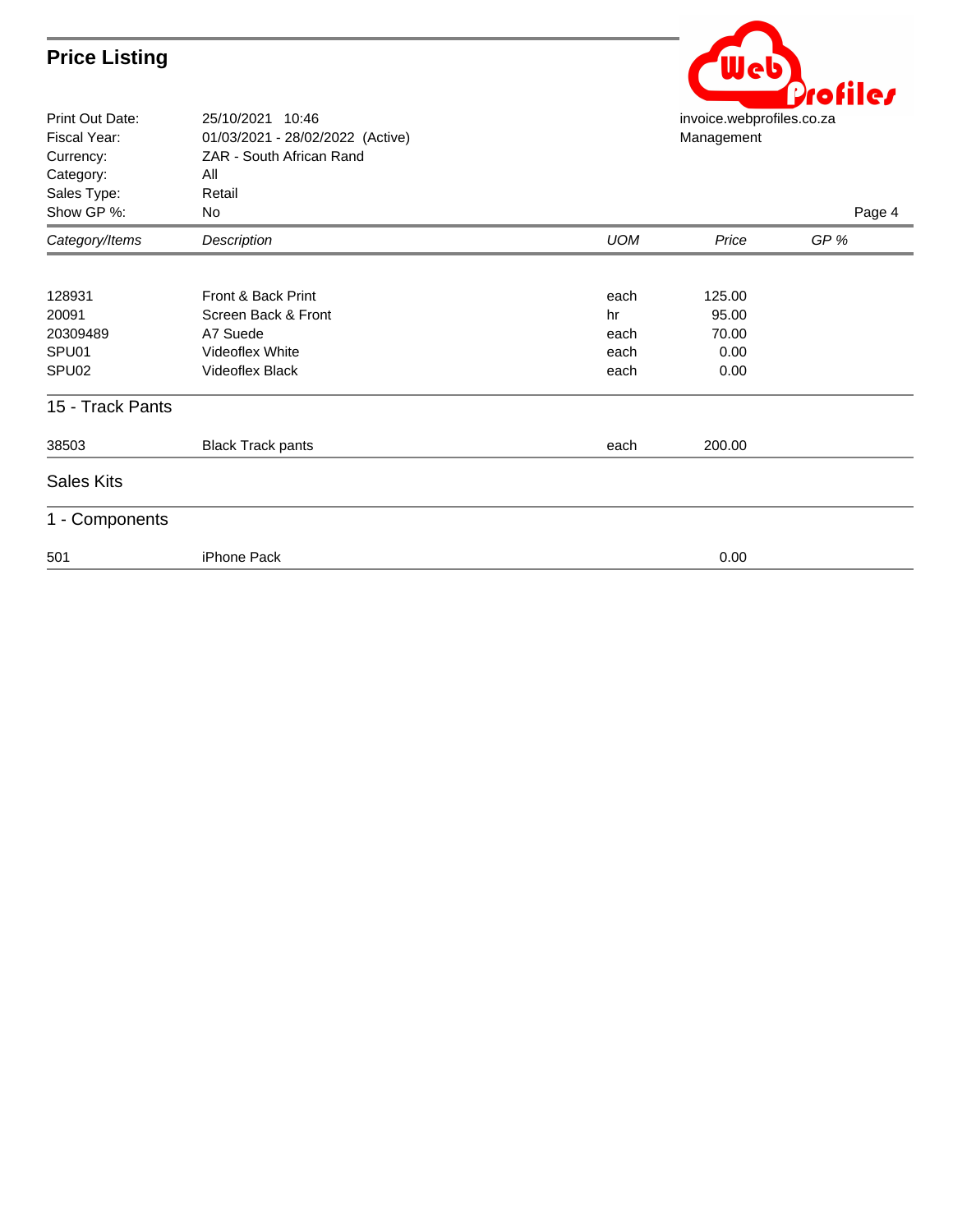# Price Listing

| | | |
|---|---|---|
| Print Out Date: | 25/10/2021 10:46 | invoice.webprofiles.co.za |
| Fiscal Year: | 01/03/2021 - 28/02/2022 (Active) | Management |
| Currency: | ZAR - South African Rand | |
| Category: | All | |
| Sales Type: | Retail | |
| Show GP %: | No | |

| *Category/Items* | *Description* | *UOM* | *Price* | *GP %* |
|---|---|---|---|---|
| 128931 | Front & Back Print | each | 125.00 | |
| 20091 | Screen Back & Front | hr | 95.00 | |
| 20309489 | A7 Suede | each | 70.00 | |
| SPU01 | Videoflex White | each | 0.00 | |
| SPU02 | Videoflex Black | each | 0.00 | |

## 15 - Track Pants

| *Category/Items* | *Description* | *UOM* | *Price* | *GP %* |
|---|---|---|---|---|
| 38503 | Black Track pants | each | 200.00 | |

## Sales Kits

## 1 - Components

| *Category/Items* | *Description* | *UOM* | *Price* | *GP %* |
|---|---|---|---|---|
| 501 | iPhone Pack | | 0.00 | |